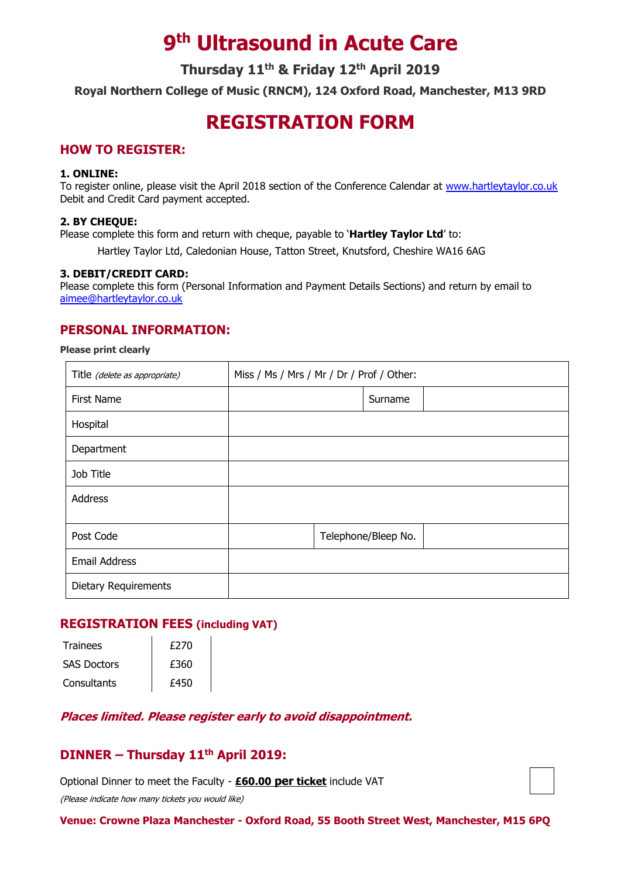# 9th Ultrasound in Acute Care

**Thursday 11th & Friday 12th April 2019**

**Royal Northern College of Music (RNCM), 124 Oxford Road, Manchester, M13 9RD**

# REGISTRATION FORM

## HOW TO REGISTER:

**1. ONLINE:**
To register online, please visit the April 2018 section of the Conference Calendar at www.hartleytaylor.co.uk Debit and Credit Card payment accepted.

**2. BY CHEQUE:**
Please complete this form and return with cheque, payable to '**Hartley Taylor Ltd**' to:

Hartley Taylor Ltd, Caledonian House, Tatton Street, Knutsford, Cheshire WA16 6AG

**3. DEBIT/CREDIT CARD:**
Please complete this form (Personal Information and Payment Details Sections) and return by email to aimee@hartleytaylor.co.uk

## PERSONAL INFORMATION:

**Please print clearly**

| Title *(delete as appropriate)* | Miss / Ms / Mrs / Mr / Dr / Prof / Other: | | |
|---|---|---|---|
| First Name | | Surname | |
| Hospital | | | |
| Department | | | |
| Job Title | | | |
| Address | | | |
| Post Code | | Telephone/Bleep No. | |
| Email Address | | | |
| Dietary Requirements | | | |

## REGISTRATION FEES (including VAT)

| | |
|---|---|
| Trainees | £270 |
| SAS Doctors | £360 |
| Consultants | £450 |

***Places limited. Please register early to avoid disappointment.***

## DINNER – Thursday 11th April 2019:

Optional Dinner to meet the Faculty - **£60.00 per ticket** include VAT ☐

*(Please indicate how many tickets you would like)*

**Venue: Crowne Plaza Manchester - Oxford Road, 55 Booth Street West, Manchester, M15 6PQ**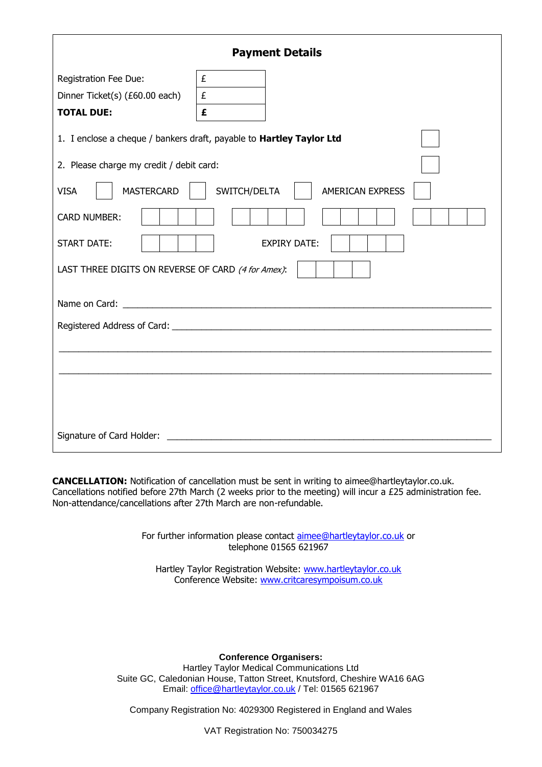## Payment Details

| | |
|---|---|
| Registration Fee Due: | £ |
| Dinner Ticket(s) (£60.00 each) | £ |
| **TOTAL DUE:** | **£** |

1. I enclose a cheque / bankers draft, payable to **Hartley Taylor Ltd** ☐

2. Please charge my credit / debit card: ☐

VISA ☐ MASTERCARD ☐ SWITCH/DELTA ☐ AMERICAN EXPRESS ☐

CARD NUMBER: ☐☐☐☐ ☐☐☐☐ ☐☐☐☐ ☐☐☐☐

START DATE: ☐☐☐☐ EXPIRY DATE: ☐☐☐☐

LAST THREE DIGITS ON REVERSE OF CARD *(4 for Amex)*: ☐☐☐☐

Name on Card: ______________________________________________________________

Registered Address of Card: _______________________________________________________

___________________________________________________________________________

___________________________________________________________________________

Signature of Card Holder: _________________________________________________________

**CANCELLATION:** Notification of cancellation must be sent in writing to aimee@hartleytaylor.co.uk. Cancellations notified before 27th March (2 weeks prior to the meeting) will incur a £25 administration fee. Non-attendance/cancellations after 27th March are non-refundable.

For further information please contact aimee@hartleytaylor.co.uk or telephone 01565 621967

Hartley Taylor Registration Website: www.hartleytaylor.co.uk
Conference Website: www.critcaresympoisum.co.uk

**Conference Organisers:**
Hartley Taylor Medical Communications Ltd
Suite GC, Caledonian House, Tatton Street, Knutsford, Cheshire WA16 6AG
Email: office@hartleytaylor.co.uk / Tel: 01565 621967

Company Registration No: 4029300 Registered in England and Wales

VAT Registration No: 750034275